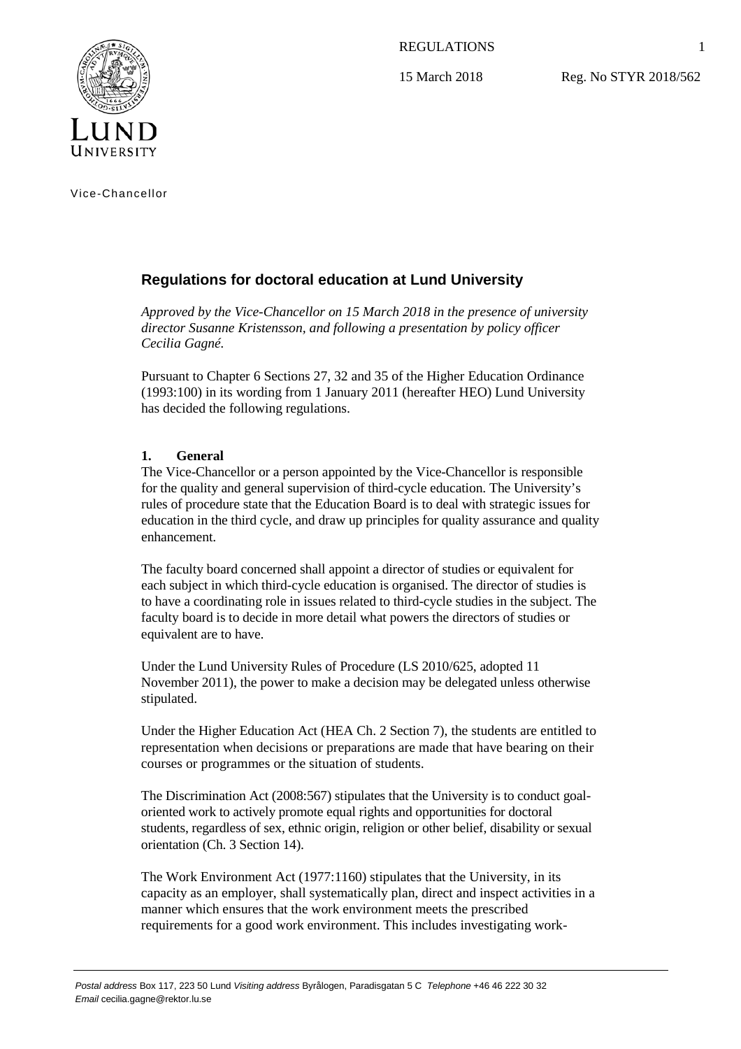REGULATIONS

15 March 2018 Reg. No STYR 2018/562

Vice-Chancellor

## Regulations for doctoral education at Lund University

*Approved by the Vice-Chancellor on 15 March 2018 in the presence of university director Susanne Kristensson, and following a presentation by policy officer Cecilia Gagné.*

Pursuant to Chapter 6 Sections 27, 32 and 35 of the Higher Education Ordinance (1993:100) in its wording from 1 January 2011 (hereafter HEO) Lund University has decided the following regulations.

### 1. General

The Vice-Chancellor or a person appointed by the Vice-Chancellor is responsible for the quality and general supervision of third-cycle education. The University's rules of procedure state that the Education Board is to deal with strategic issues for education in the third cycle, and draw up principles for quality assurance and quality enhancement.

The faculty board concerned shall appoint a director of studies or equivalent for each subject in which third-cycle education is organised. The director of studies is to have a coordinating role in issues related to third-cycle studies in the subject. The faculty board is to decide in more detail what powers the directors of studies or equivalent are to have.

Under the Lund University Rules of Procedure (LS 2010/625, adopted 11 November 2011), the power to make a decision may be delegated unless otherwise stipulated.

Under the Higher Education Act (HEA Ch. 2 Section 7), the students are entitled to representation when decisions or preparations are made that have bearing on their courses or programmes or the situation of students.

The Discrimination Act (2008:567) stipulates that the University is to conduct goal-oriented work to actively promote equal rights and opportunities for doctoral students, regardless of sex, ethnic origin, religion or other belief, disability or sexual orientation (Ch. 3 Section 14).

The Work Environment Act (1977:1160) stipulates that the University, in its capacity as an employer, shall systematically plan, direct and inspect activities in a manner which ensures that the work environment meets the prescribed requirements for a good work environment. This includes investigating work-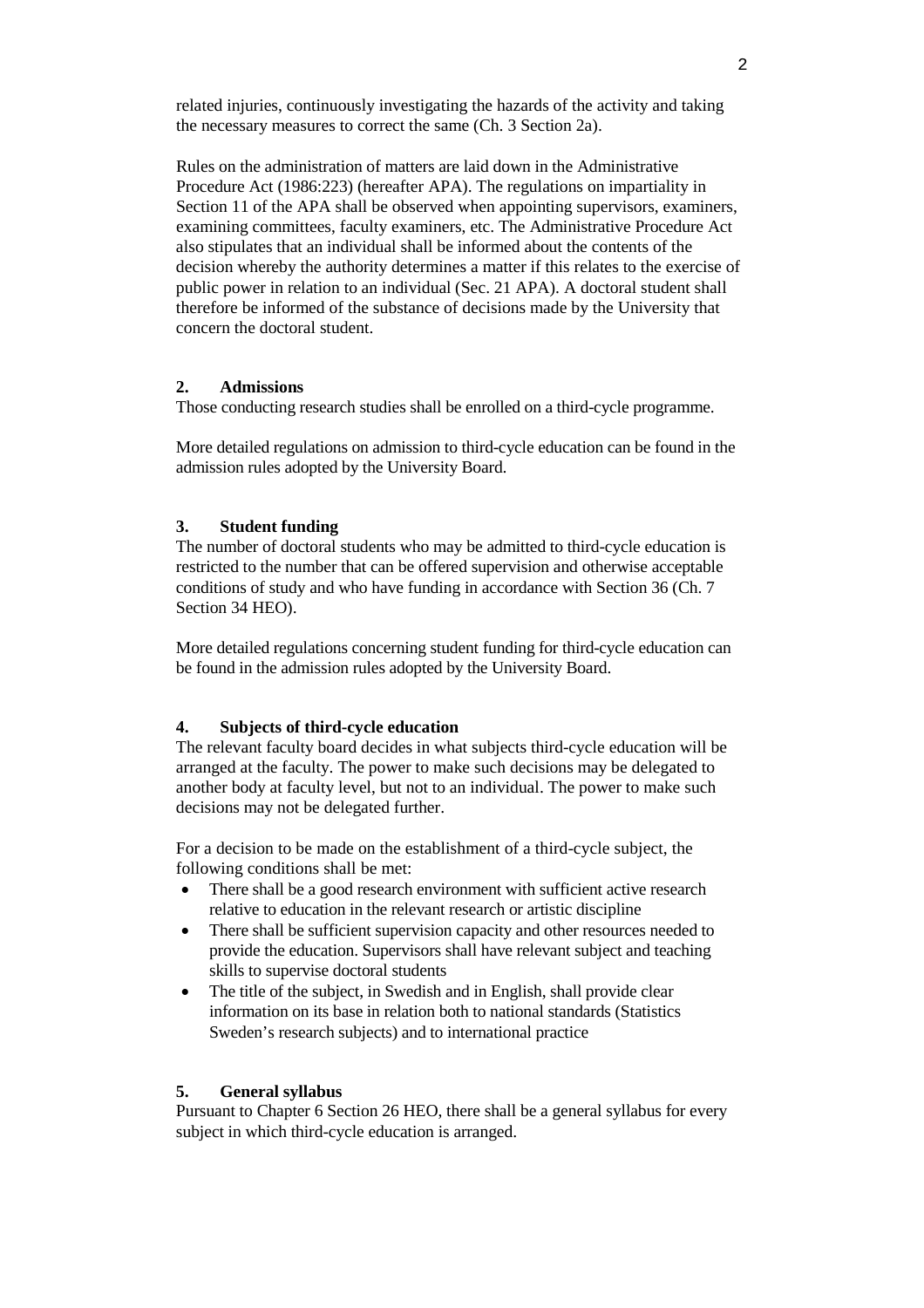related injuries, continuously investigating the hazards of the activity and taking the necessary measures to correct the same (Ch. 3 Section 2a).

Rules on the administration of matters are laid down in the Administrative Procedure Act (1986:223) (hereafter APA). The regulations on impartiality in Section 11 of the APA shall be observed when appointing supervisors, examiners, examining committees, faculty examiners, etc. The Administrative Procedure Act also stipulates that an individual shall be informed about the contents of the decision whereby the authority determines a matter if this relates to the exercise of public power in relation to an individual (Sec. 21 APA). A doctoral student shall therefore be informed of the substance of decisions made by the University that concern the doctoral student.

## 2. Admissions

Those conducting research studies shall be enrolled on a third-cycle programme.

More detailed regulations on admission to third-cycle education can be found in the admission rules adopted by the University Board.

## 3. Student funding

The number of doctoral students who may be admitted to third-cycle education is restricted to the number that can be offered supervision and otherwise acceptable conditions of study and who have funding in accordance with Section 36 (Ch. 7 Section 34 HEO).

More detailed regulations concerning student funding for third-cycle education can be found in the admission rules adopted by the University Board.

## 4. Subjects of third-cycle education

The relevant faculty board decides in what subjects third-cycle education will be arranged at the faculty. The power to make such decisions may be delegated to another body at faculty level, but not to an individual. The power to make such decisions may not be delegated further.

For a decision to be made on the establishment of a third-cycle subject, the following conditions shall be met:

- There shall be a good research environment with sufficient active research relative to education in the relevant research or artistic discipline
- There shall be sufficient supervision capacity and other resources needed to provide the education. Supervisors shall have relevant subject and teaching skills to supervise doctoral students
- The title of the subject, in Swedish and in English, shall provide clear information on its base in relation both to national standards (Statistics Sweden's research subjects) and to international practice

## 5. General syllabus

Pursuant to Chapter 6 Section 26 HEO, there shall be a general syllabus for every subject in which third-cycle education is arranged.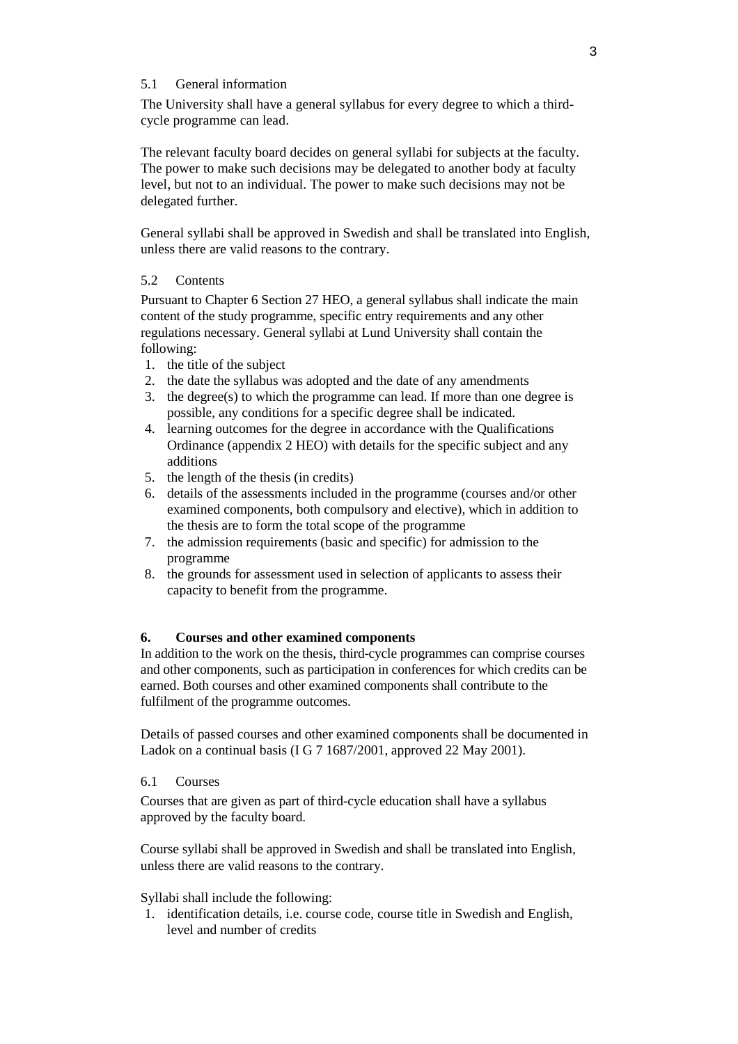### 5.1 General information

The University shall have a general syllabus for every degree to which a third-cycle programme can lead.

The relevant faculty board decides on general syllabi for subjects at the faculty. The power to make such decisions may be delegated to another body at faculty level, but not to an individual. The power to make such decisions may not be delegated further.

General syllabi shall be approved in Swedish and shall be translated into English, unless there are valid reasons to the contrary.

### 5.2 Contents

Pursuant to Chapter 6 Section 27 HEO, a general syllabus shall indicate the main content of the study programme, specific entry requirements and any other regulations necessary. General syllabi at Lund University shall contain the following:

1. the title of the subject
2. the date the syllabus was adopted and the date of any amendments
3. the degree(s) to which the programme can lead. If more than one degree is possible, any conditions for a specific degree shall be indicated.
4. learning outcomes for the degree in accordance with the Qualifications Ordinance (appendix 2 HEO) with details for the specific subject and any additions
5. the length of the thesis (in credits)
6. details of the assessments included in the programme (courses and/or other examined components, both compulsory and elective), which in addition to the thesis are to form the total scope of the programme
7. the admission requirements (basic and specific) for admission to the programme
8. the grounds for assessment used in selection of applicants to assess their capacity to benefit from the programme.

## 6. Courses and other examined components

In addition to the work on the thesis, third-cycle programmes can comprise courses and other components, such as participation in conferences for which credits can be earned. Both courses and other examined components shall contribute to the fulfilment of the programme outcomes.

Details of passed courses and other examined components shall be documented in Ladok on a continual basis (I G 7 1687/2001, approved 22 May 2001).

### 6.1 Courses

Courses that are given as part of third-cycle education shall have a syllabus approved by the faculty board.

Course syllabi shall be approved in Swedish and shall be translated into English, unless there are valid reasons to the contrary.

Syllabi shall include the following:

1. identification details, i.e. course code, course title in Swedish and English, level and number of credits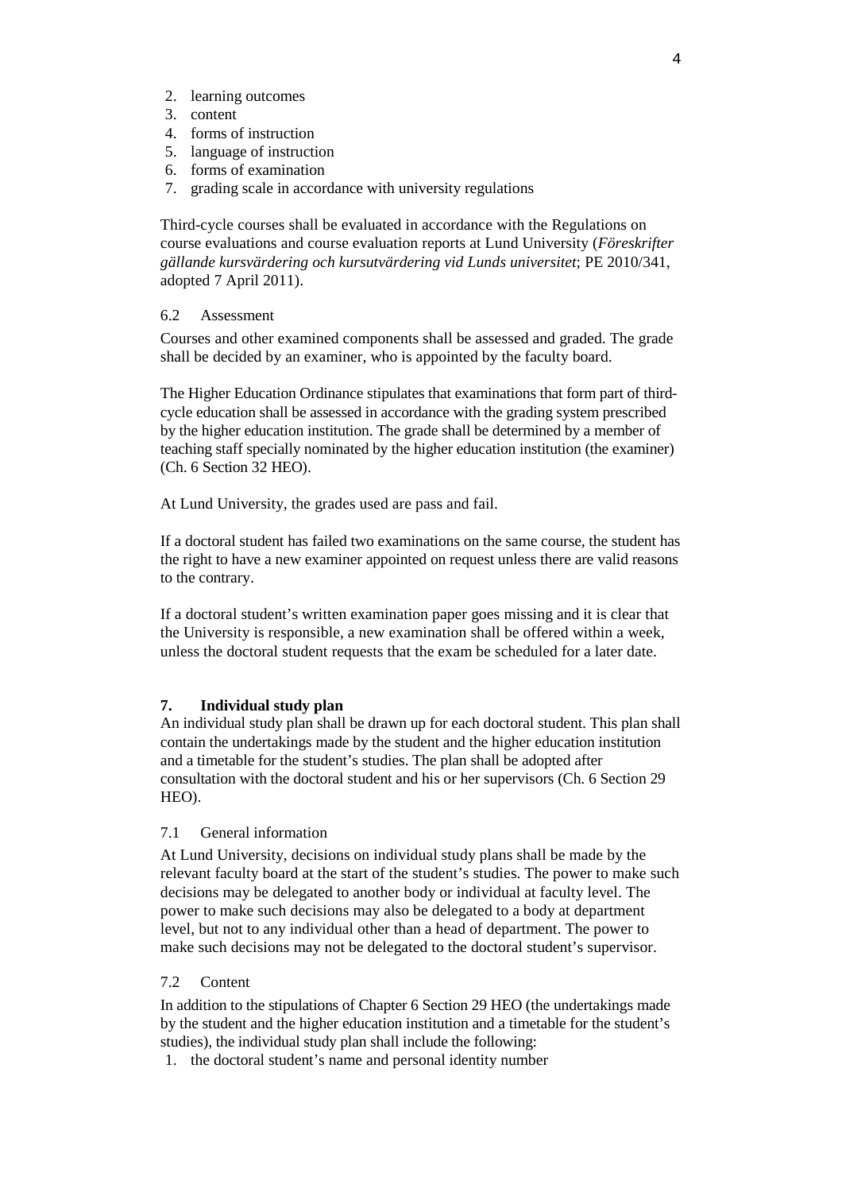2. learning outcomes
3. content
4. forms of instruction
5. language of instruction
6. forms of examination
7. grading scale in accordance with university regulations

Third-cycle courses shall be evaluated in accordance with the Regulations on course evaluations and course evaluation reports at Lund University (*Föreskrifter gällande kursvärdering och kursutvärdering vid Lunds universitet*; PE 2010/341, adopted 7 April 2011).

### 6.2 Assessment

Courses and other examined components shall be assessed and graded. The grade shall be decided by an examiner, who is appointed by the faculty board.

The Higher Education Ordinance stipulates that examinations that form part of third-cycle education shall be assessed in accordance with the grading system prescribed by the higher education institution. The grade shall be determined by a member of teaching staff specially nominated by the higher education institution (the examiner) (Ch. 6 Section 32 HEO).

At Lund University, the grades used are pass and fail.

If a doctoral student has failed two examinations on the same course, the student has the right to have a new examiner appointed on request unless there are valid reasons to the contrary.

If a doctoral student's written examination paper goes missing and it is clear that the University is responsible, a new examination shall be offered within a week, unless the doctoral student requests that the exam be scheduled for a later date.

## 7. Individual study plan

An individual study plan shall be drawn up for each doctoral student. This plan shall contain the undertakings made by the student and the higher education institution and a timetable for the student's studies. The plan shall be adopted after consultation with the doctoral student and his or her supervisors (Ch. 6 Section 29 HEO).

### 7.1 General information

At Lund University, decisions on individual study plans shall be made by the relevant faculty board at the start of the student's studies. The power to make such decisions may be delegated to another body or individual at faculty level. The power to make such decisions may also be delegated to a body at department level, but not to any individual other than a head of department. The power to make such decisions may not be delegated to the doctoral student's supervisor.

### 7.2 Content

In addition to the stipulations of Chapter 6 Section 29 HEO (the undertakings made by the student and the higher education institution and a timetable for the student's studies), the individual study plan shall include the following:

1. the doctoral student's name and personal identity number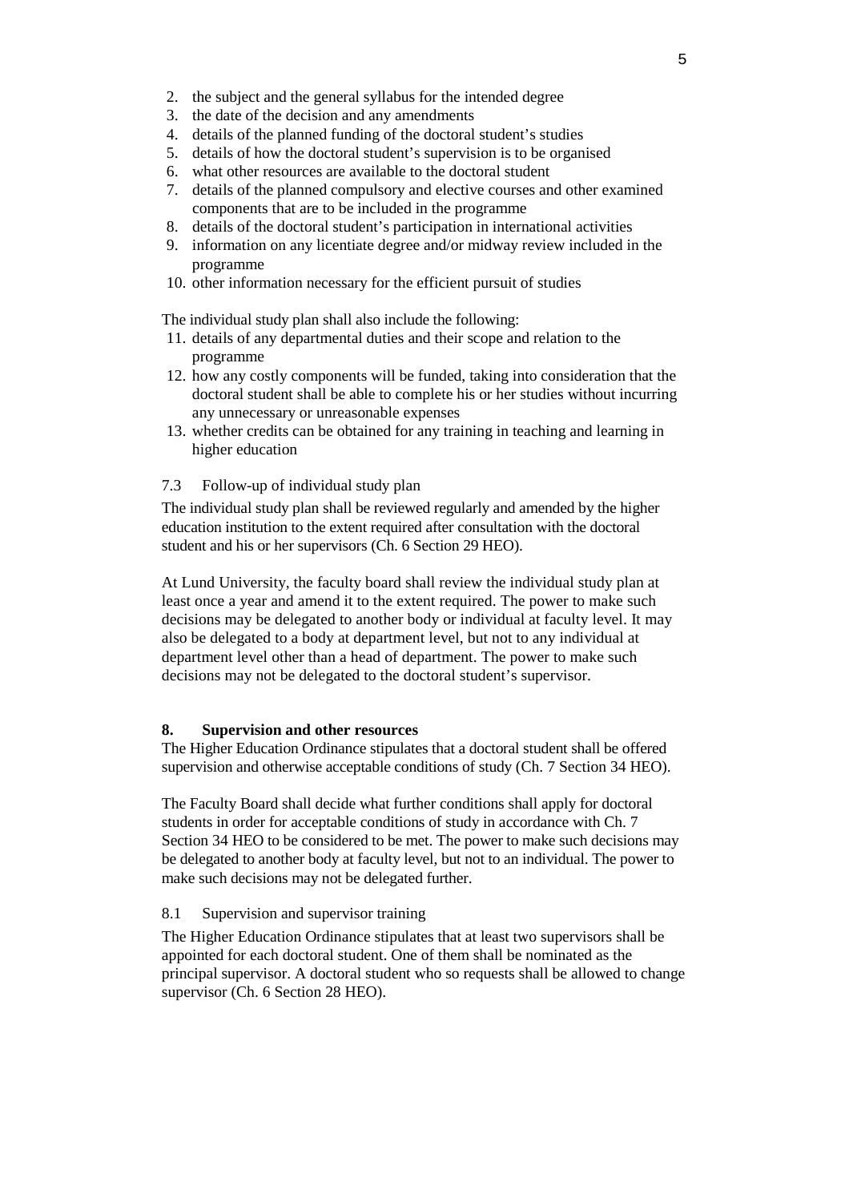2. the subject and the general syllabus for the intended degree
3. the date of the decision and any amendments
4. details of the planned funding of the doctoral student's studies
5. details of how the doctoral student's supervision is to be organised
6. what other resources are available to the doctoral student
7. details of the planned compulsory and elective courses and other examined components that are to be included in the programme
8. details of the doctoral student's participation in international activities
9. information on any licentiate degree and/or midway review included in the programme
10. other information necessary for the efficient pursuit of studies

The individual study plan shall also include the following:

11. details of any departmental duties and their scope and relation to the programme
12. how any costly components will be funded, taking into consideration that the doctoral student shall be able to complete his or her studies without incurring any unnecessary or unreasonable expenses
13. whether credits can be obtained for any training in teaching and learning in higher education

### 7.3 Follow-up of individual study plan

The individual study plan shall be reviewed regularly and amended by the higher education institution to the extent required after consultation with the doctoral student and his or her supervisors (Ch. 6 Section 29 HEO).

At Lund University, the faculty board shall review the individual study plan at least once a year and amend it to the extent required. The power to make such decisions may be delegated to another body or individual at faculty level. It may also be delegated to a body at department level, but not to any individual at department level other than a head of department. The power to make such decisions may not be delegated to the doctoral student's supervisor.

## 8. Supervision and other resources

The Higher Education Ordinance stipulates that a doctoral student shall be offered supervision and otherwise acceptable conditions of study (Ch. 7 Section 34 HEO).

The Faculty Board shall decide what further conditions shall apply for doctoral students in order for acceptable conditions of study in accordance with Ch. 7 Section 34 HEO to be considered to be met. The power to make such decisions may be delegated to another body at faculty level, but not to an individual. The power to make such decisions may not be delegated further.

### 8.1 Supervision and supervisor training

The Higher Education Ordinance stipulates that at least two supervisors shall be appointed for each doctoral student. One of them shall be nominated as the principal supervisor. A doctoral student who so requests shall be allowed to change supervisor (Ch. 6 Section 28 HEO).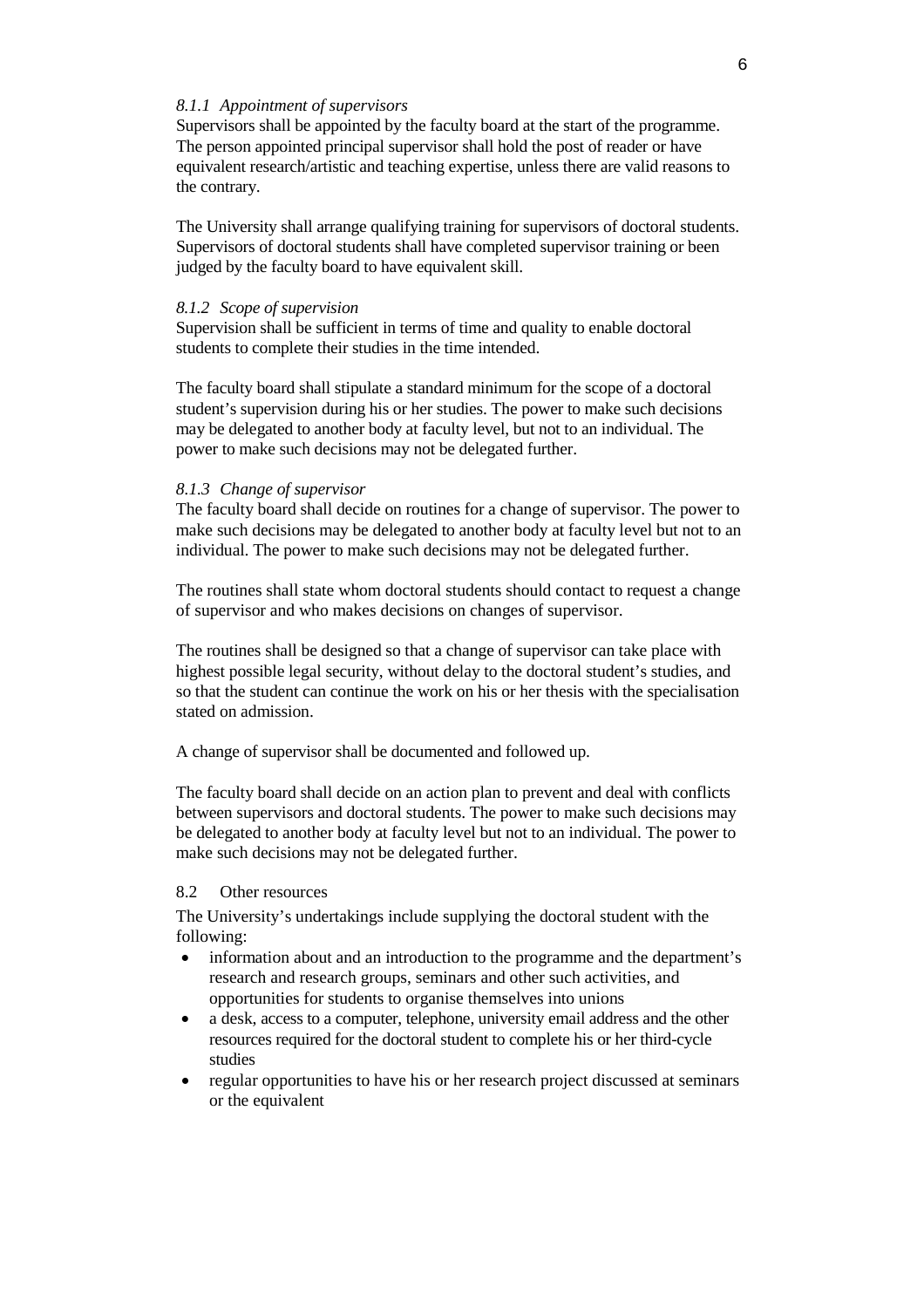#### *8.1.1 Appointment of supervisors*

Supervisors shall be appointed by the faculty board at the start of the programme. The person appointed principal supervisor shall hold the post of reader or have equivalent research/artistic and teaching expertise, unless there are valid reasons to the contrary.

The University shall arrange qualifying training for supervisors of doctoral students. Supervisors of doctoral students shall have completed supervisor training or been judged by the faculty board to have equivalent skill.

#### *8.1.2 Scope of supervision*

Supervision shall be sufficient in terms of time and quality to enable doctoral students to complete their studies in the time intended.

The faculty board shall stipulate a standard minimum for the scope of a doctoral student's supervision during his or her studies. The power to make such decisions may be delegated to another body at faculty level, but not to an individual. The power to make such decisions may not be delegated further.

#### *8.1.3 Change of supervisor*

The faculty board shall decide on routines for a change of supervisor. The power to make such decisions may be delegated to another body at faculty level but not to an individual. The power to make such decisions may not be delegated further.

The routines shall state whom doctoral students should contact to request a change of supervisor and who makes decisions on changes of supervisor.

The routines shall be designed so that a change of supervisor can take place with highest possible legal security, without delay to the doctoral student's studies, and so that the student can continue the work on his or her thesis with the specialisation stated on admission.

A change of supervisor shall be documented and followed up.

The faculty board shall decide on an action plan to prevent and deal with conflicts between supervisors and doctoral students. The power to make such decisions may be delegated to another body at faculty level but not to an individual. The power to make such decisions may not be delegated further.

### 8.2 Other resources

The University's undertakings include supplying the doctoral student with the following:

- information about and an introduction to the programme and the department's research and research groups, seminars and other such activities, and opportunities for students to organise themselves into unions
- a desk, access to a computer, telephone, university email address and the other resources required for the doctoral student to complete his or her third-cycle studies
- regular opportunities to have his or her research project discussed at seminars or the equivalent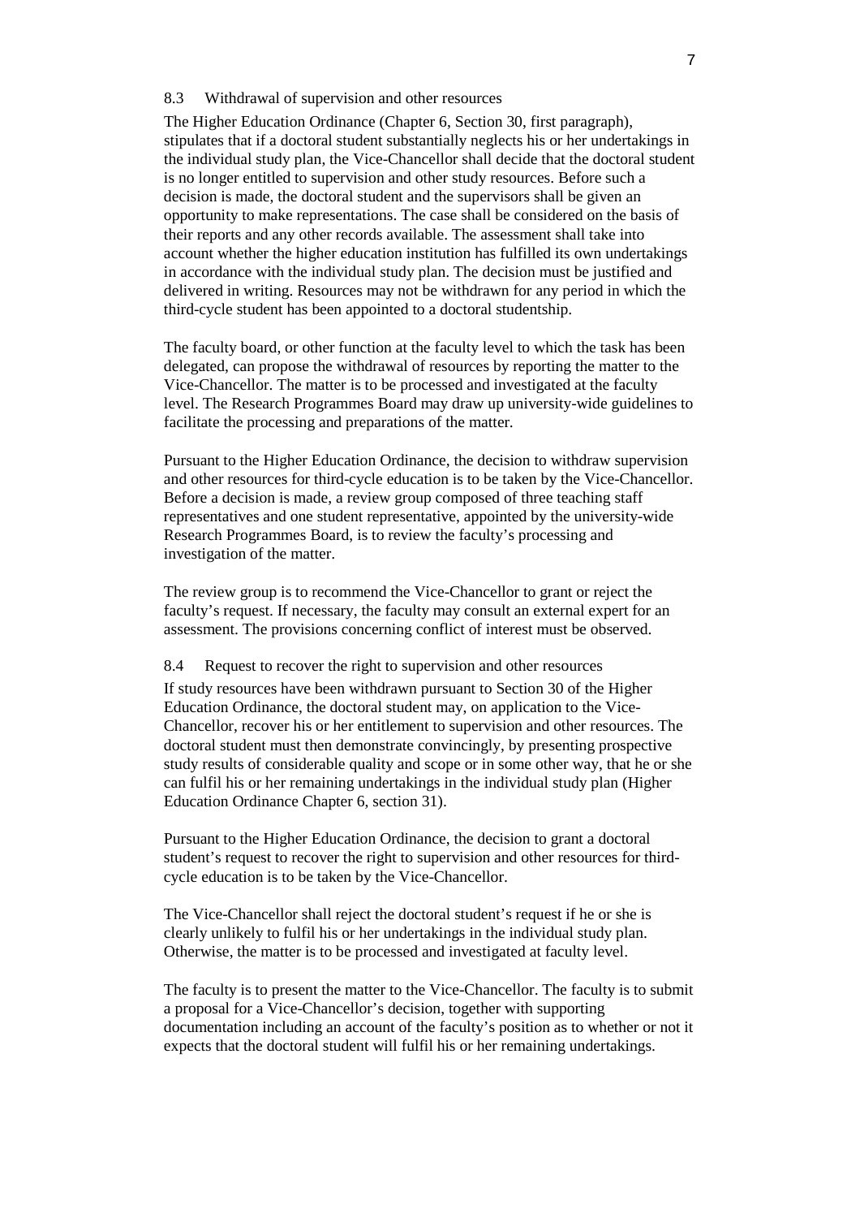### 8.3 Withdrawal of supervision and other resources

The Higher Education Ordinance (Chapter 6, Section 30, first paragraph), stipulates that if a doctoral student substantially neglects his or her undertakings in the individual study plan, the Vice-Chancellor shall decide that the doctoral student is no longer entitled to supervision and other study resources. Before such a decision is made, the doctoral student and the supervisors shall be given an opportunity to make representations. The case shall be considered on the basis of their reports and any other records available. The assessment shall take into account whether the higher education institution has fulfilled its own undertakings in accordance with the individual study plan. The decision must be justified and delivered in writing. Resources may not be withdrawn for any period in which the third-cycle student has been appointed to a doctoral studentship.

The faculty board, or other function at the faculty level to which the task has been delegated, can propose the withdrawal of resources by reporting the matter to the Vice-Chancellor. The matter is to be processed and investigated at the faculty level. The Research Programmes Board may draw up university-wide guidelines to facilitate the processing and preparations of the matter.

Pursuant to the Higher Education Ordinance, the decision to withdraw supervision and other resources for third-cycle education is to be taken by the Vice-Chancellor. Before a decision is made, a review group composed of three teaching staff representatives and one student representative, appointed by the university-wide Research Programmes Board, is to review the faculty's processing and investigation of the matter.

The review group is to recommend the Vice-Chancellor to grant or reject the faculty's request. If necessary, the faculty may consult an external expert for an assessment. The provisions concerning conflict of interest must be observed.

### 8.4 Request to recover the right to supervision and other resources

If study resources have been withdrawn pursuant to Section 30 of the Higher Education Ordinance, the doctoral student may, on application to the Vice-Chancellor, recover his or her entitlement to supervision and other resources. The doctoral student must then demonstrate convincingly, by presenting prospective study results of considerable quality and scope or in some other way, that he or she can fulfil his or her remaining undertakings in the individual study plan (Higher Education Ordinance Chapter 6, section 31).

Pursuant to the Higher Education Ordinance, the decision to grant a doctoral student's request to recover the right to supervision and other resources for third-cycle education is to be taken by the Vice-Chancellor.

The Vice-Chancellor shall reject the doctoral student's request if he or she is clearly unlikely to fulfil his or her undertakings in the individual study plan. Otherwise, the matter is to be processed and investigated at faculty level.

The faculty is to present the matter to the Vice-Chancellor. The faculty is to submit a proposal for a Vice-Chancellor's decision, together with supporting documentation including an account of the faculty's position as to whether or not it expects that the doctoral student will fulfil his or her remaining undertakings.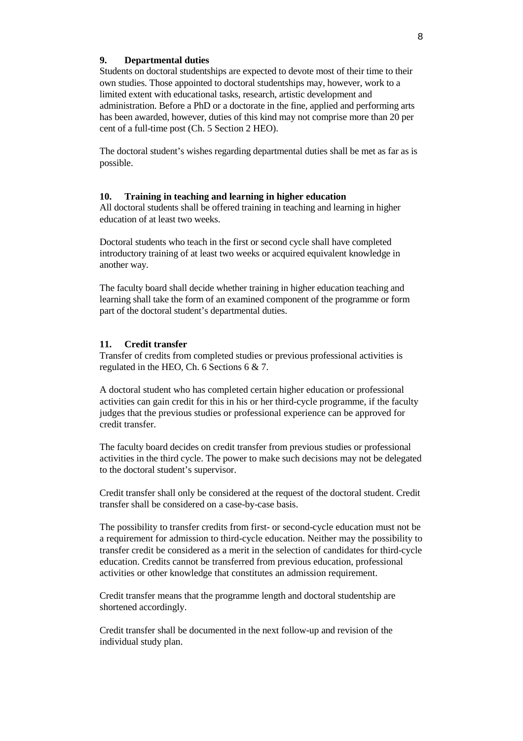## 9. Departmental duties

Students on doctoral studentships are expected to devote most of their time to their own studies. Those appointed to doctoral studentships may, however, work to a limited extent with educational tasks, research, artistic development and administration. Before a PhD or a doctorate in the fine, applied and performing arts has been awarded, however, duties of this kind may not comprise more than 20 per cent of a full-time post (Ch. 5 Section 2 HEO).

The doctoral student's wishes regarding departmental duties shall be met as far as is possible.

## 10. Training in teaching and learning in higher education

All doctoral students shall be offered training in teaching and learning in higher education of at least two weeks.

Doctoral students who teach in the first or second cycle shall have completed introductory training of at least two weeks or acquired equivalent knowledge in another way.

The faculty board shall decide whether training in higher education teaching and learning shall take the form of an examined component of the programme or form part of the doctoral student's departmental duties.

## 11. Credit transfer

Transfer of credits from completed studies or previous professional activities is regulated in the HEO, Ch. 6 Sections 6 & 7.

A doctoral student who has completed certain higher education or professional activities can gain credit for this in his or her third-cycle programme, if the faculty judges that the previous studies or professional experience can be approved for credit transfer.

The faculty board decides on credit transfer from previous studies or professional activities in the third cycle. The power to make such decisions may not be delegated to the doctoral student's supervisor.

Credit transfer shall only be considered at the request of the doctoral student. Credit transfer shall be considered on a case-by-case basis.

The possibility to transfer credits from first- or second-cycle education must not be a requirement for admission to third-cycle education. Neither may the possibility to transfer credit be considered as a merit in the selection of candidates for third-cycle education. Credits cannot be transferred from previous education, professional activities or other knowledge that constitutes an admission requirement.

Credit transfer means that the programme length and doctoral studentship are shortened accordingly.

Credit transfer shall be documented in the next follow-up and revision of the individual study plan.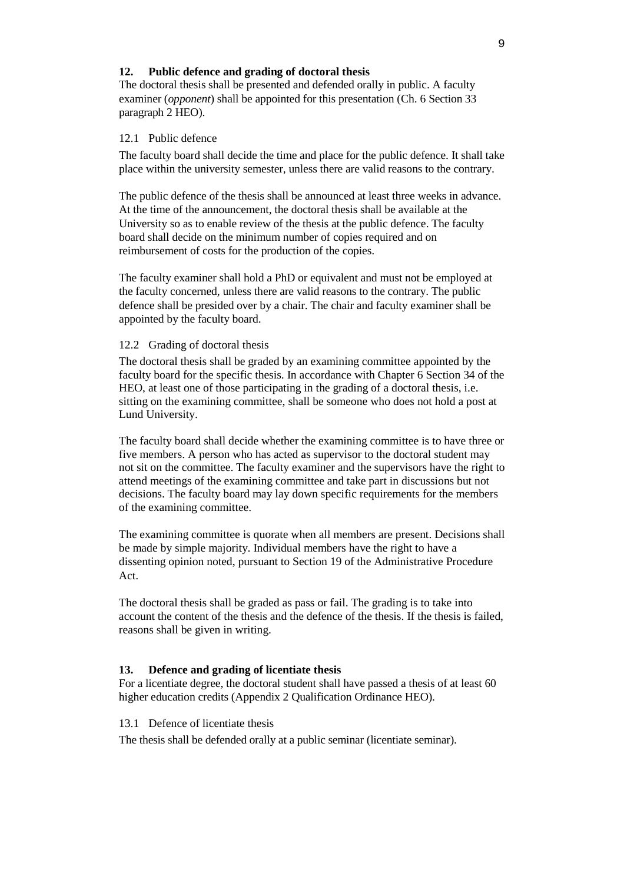## 12. Public defence and grading of doctoral thesis

The doctoral thesis shall be presented and defended orally in public. A faculty examiner (*opponent*) shall be appointed for this presentation (Ch. 6 Section 33 paragraph 2 HEO).

### 12.1 Public defence

The faculty board shall decide the time and place for the public defence. It shall take place within the university semester, unless there are valid reasons to the contrary.

The public defence of the thesis shall be announced at least three weeks in advance. At the time of the announcement, the doctoral thesis shall be available at the University so as to enable review of the thesis at the public defence. The faculty board shall decide on the minimum number of copies required and on reimbursement of costs for the production of the copies.

The faculty examiner shall hold a PhD or equivalent and must not be employed at the faculty concerned, unless there are valid reasons to the contrary. The public defence shall be presided over by a chair. The chair and faculty examiner shall be appointed by the faculty board.

### 12.2 Grading of doctoral thesis

The doctoral thesis shall be graded by an examining committee appointed by the faculty board for the specific thesis. In accordance with Chapter 6 Section 34 of the HEO, at least one of those participating in the grading of a doctoral thesis, i.e. sitting on the examining committee, shall be someone who does not hold a post at Lund University.

The faculty board shall decide whether the examining committee is to have three or five members. A person who has acted as supervisor to the doctoral student may not sit on the committee. The faculty examiner and the supervisors have the right to attend meetings of the examining committee and take part in discussions but not decisions. The faculty board may lay down specific requirements for the members of the examining committee.

The examining committee is quorate when all members are present. Decisions shall be made by simple majority. Individual members have the right to have a dissenting opinion noted, pursuant to Section 19 of the Administrative Procedure Act.

The doctoral thesis shall be graded as pass or fail. The grading is to take into account the content of the thesis and the defence of the thesis. If the thesis is failed, reasons shall be given in writing.

## 13. Defence and grading of licentiate thesis

For a licentiate degree, the doctoral student shall have passed a thesis of at least 60 higher education credits (Appendix 2 Qualification Ordinance HEO).

### 13.1 Defence of licentiate thesis

The thesis shall be defended orally at a public seminar (licentiate seminar).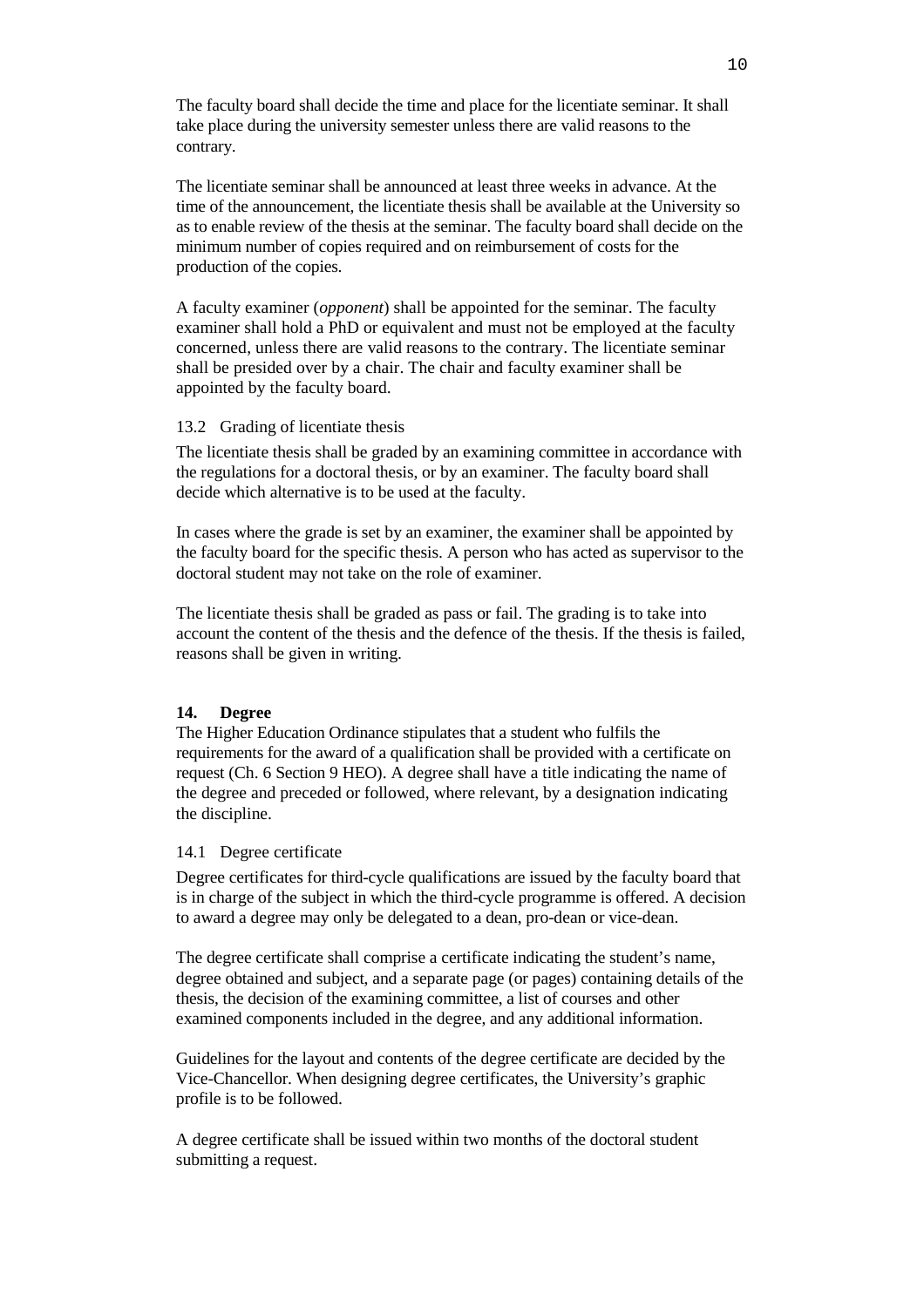The faculty board shall decide the time and place for the licentiate seminar. It shall take place during the university semester unless there are valid reasons to the contrary.

The licentiate seminar shall be announced at least three weeks in advance. At the time of the announcement, the licentiate thesis shall be available at the University so as to enable review of the thesis at the seminar. The faculty board shall decide on the minimum number of copies required and on reimbursement of costs for the production of the copies.

A faculty examiner (*opponent*) shall be appointed for the seminar. The faculty examiner shall hold a PhD or equivalent and must not be employed at the faculty concerned, unless there are valid reasons to the contrary. The licentiate seminar shall be presided over by a chair. The chair and faculty examiner shall be appointed by the faculty board.

### 13.2 Grading of licentiate thesis

The licentiate thesis shall be graded by an examining committee in accordance with the regulations for a doctoral thesis, or by an examiner. The faculty board shall decide which alternative is to be used at the faculty.

In cases where the grade is set by an examiner, the examiner shall be appointed by the faculty board for the specific thesis. A person who has acted as supervisor to the doctoral student may not take on the role of examiner.

The licentiate thesis shall be graded as pass or fail. The grading is to take into account the content of the thesis and the defence of the thesis. If the thesis is failed, reasons shall be given in writing.

## 14. Degree

The Higher Education Ordinance stipulates that a student who fulfils the requirements for the award of a qualification shall be provided with a certificate on request (Ch. 6 Section 9 HEO). A degree shall have a title indicating the name of the degree and preceded or followed, where relevant, by a designation indicating the discipline.

### 14.1 Degree certificate

Degree certificates for third-cycle qualifications are issued by the faculty board that is in charge of the subject in which the third-cycle programme is offered. A decision to award a degree may only be delegated to a dean, pro-dean or vice-dean.

The degree certificate shall comprise a certificate indicating the student's name, degree obtained and subject, and a separate page (or pages) containing details of the thesis, the decision of the examining committee, a list of courses and other examined components included in the degree, and any additional information.

Guidelines for the layout and contents of the degree certificate are decided by the Vice-Chancellor. When designing degree certificates, the University's graphic profile is to be followed.

A degree certificate shall be issued within two months of the doctoral student submitting a request.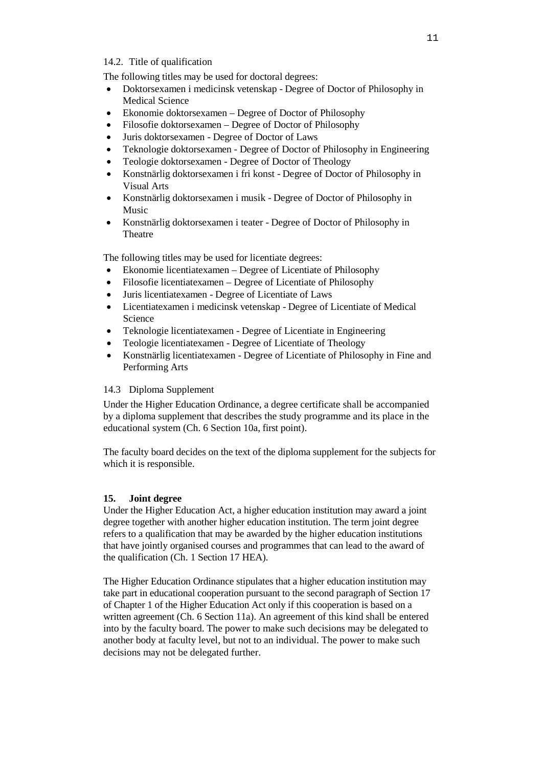14.2. Title of qualification

The following titles may be used for doctoral degrees:

- Doktorsexamen i medicinsk vetenskap - Degree of Doctor of Philosophy in Medical Science
- Ekonomie doktorsexamen – Degree of Doctor of Philosophy
- Filosofie doktorsexamen – Degree of Doctor of Philosophy
- Juris doktorsexamen - Degree of Doctor of Laws
- Teknologie doktorsexamen - Degree of Doctor of Philosophy in Engineering
- Teologie doktorsexamen - Degree of Doctor of Theology
- Konstnärlig doktorsexamen i fri konst - Degree of Doctor of Philosophy in Visual Arts
- Konstnärlig doktorsexamen i musik - Degree of Doctor of Philosophy in Music
- Konstnärlig doktorsexamen i teater - Degree of Doctor of Philosophy in Theatre

The following titles may be used for licentiate degrees:

- Ekonomie licentiatexamen – Degree of Licentiate of Philosophy
- Filosofie licentiatexamen – Degree of Licentiate of Philosophy
- Juris licentiatexamen - Degree of Licentiate of Laws
- Licentiatexamen i medicinsk vetenskap - Degree of Licentiate of Medical Science
- Teknologie licentiatexamen - Degree of Licentiate in Engineering
- Teologie licentiatexamen - Degree of Licentiate of Theology
- Konstnärlig licentiatexamen - Degree of Licentiate of Philosophy in Fine and Performing Arts

14.3 Diploma Supplement

Under the Higher Education Ordinance, a degree certificate shall be accompanied by a diploma supplement that describes the study programme and its place in the educational system (Ch. 6 Section 10a, first point).

The faculty board decides on the text of the diploma supplement for the subjects for which it is responsible.

## 15. Joint degree

Under the Higher Education Act, a higher education institution may award a joint degree together with another higher education institution. The term joint degree refers to a qualification that may be awarded by the higher education institutions that have jointly organised courses and programmes that can lead to the award of the qualification (Ch. 1 Section 17 HEA).

The Higher Education Ordinance stipulates that a higher education institution may take part in educational cooperation pursuant to the second paragraph of Section 17 of Chapter 1 of the Higher Education Act only if this cooperation is based on a written agreement (Ch. 6 Section 11a). An agreement of this kind shall be entered into by the faculty board. The power to make such decisions may be delegated to another body at faculty level, but not to an individual. The power to make such decisions may not be delegated further.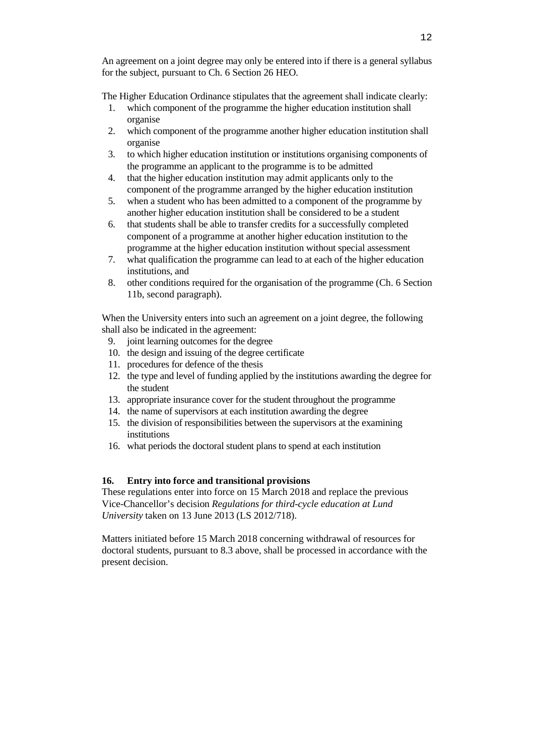An agreement on a joint degree may only be entered into if there is a general syllabus for the subject, pursuant to Ch. 6 Section 26 HEO.

The Higher Education Ordinance stipulates that the agreement shall indicate clearly:

1. which component of the programme the higher education institution shall organise
2. which component of the programme another higher education institution shall organise
3. to which higher education institution or institutions organising components of the programme an applicant to the programme is to be admitted
4. that the higher education institution may admit applicants only to the component of the programme arranged by the higher education institution
5. when a student who has been admitted to a component of the programme by another higher education institution shall be considered to be a student
6. that students shall be able to transfer credits for a successfully completed component of a programme at another higher education institution to the programme at the higher education institution without special assessment
7. what qualification the programme can lead to at each of the higher education institutions, and
8. other conditions required for the organisation of the programme (Ch. 6 Section 11b, second paragraph).

When the University enters into such an agreement on a joint degree, the following shall also be indicated in the agreement:

9. joint learning outcomes for the degree
10. the design and issuing of the degree certificate
11. procedures for defence of the thesis
12. the type and level of funding applied by the institutions awarding the degree for the student
13. appropriate insurance cover for the student throughout the programme
14. the name of supervisors at each institution awarding the degree
15. the division of responsibilities between the supervisors at the examining institutions
16. what periods the doctoral student plans to spend at each institution

## 16. Entry into force and transitional provisions

These regulations enter into force on 15 March 2018 and replace the previous Vice-Chancellor's decision *Regulations for third-cycle education at Lund University* taken on 13 June 2013 (LS 2012/718).

Matters initiated before 15 March 2018 concerning withdrawal of resources for doctoral students, pursuant to 8.3 above, shall be processed in accordance with the present decision.